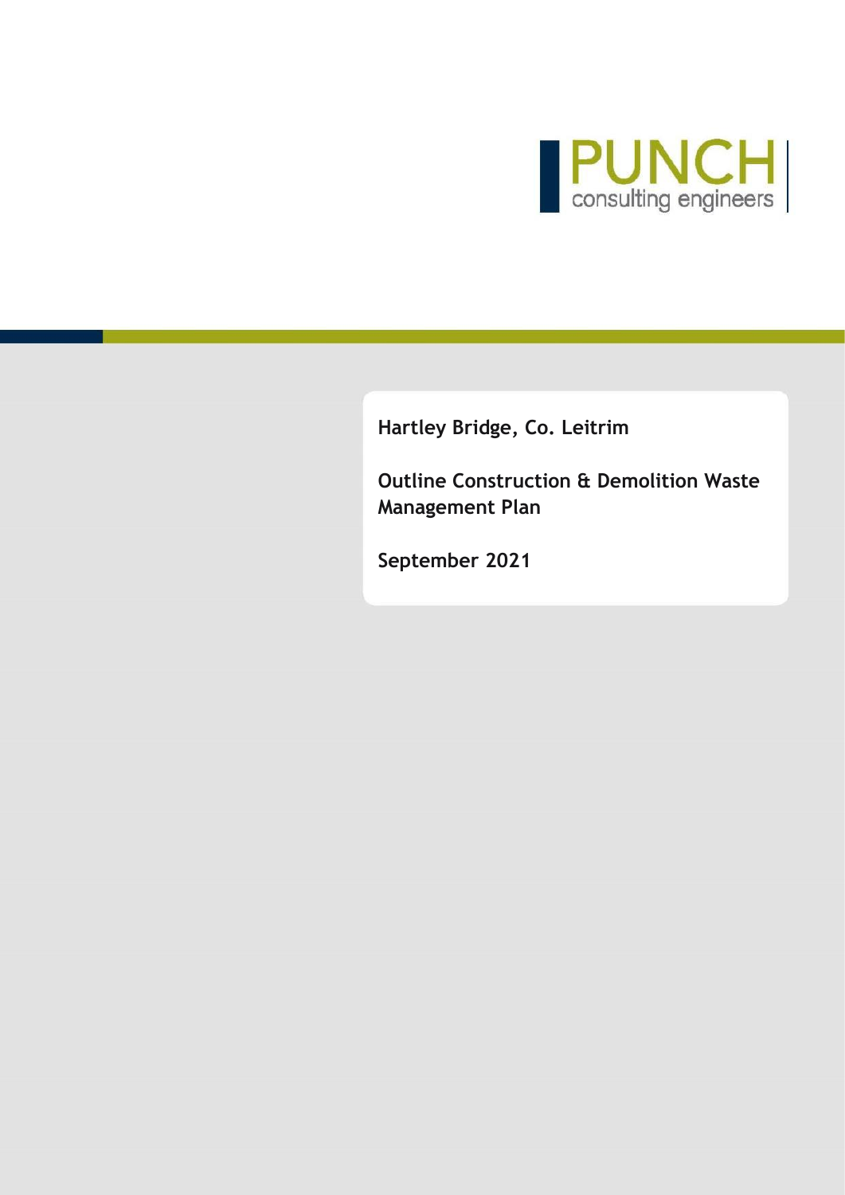PUNCH consulting engineers

**Hartley Bridge, Co. Leitrim**

# Outline Construction & Demolition Waste Management Plan

**September 2021**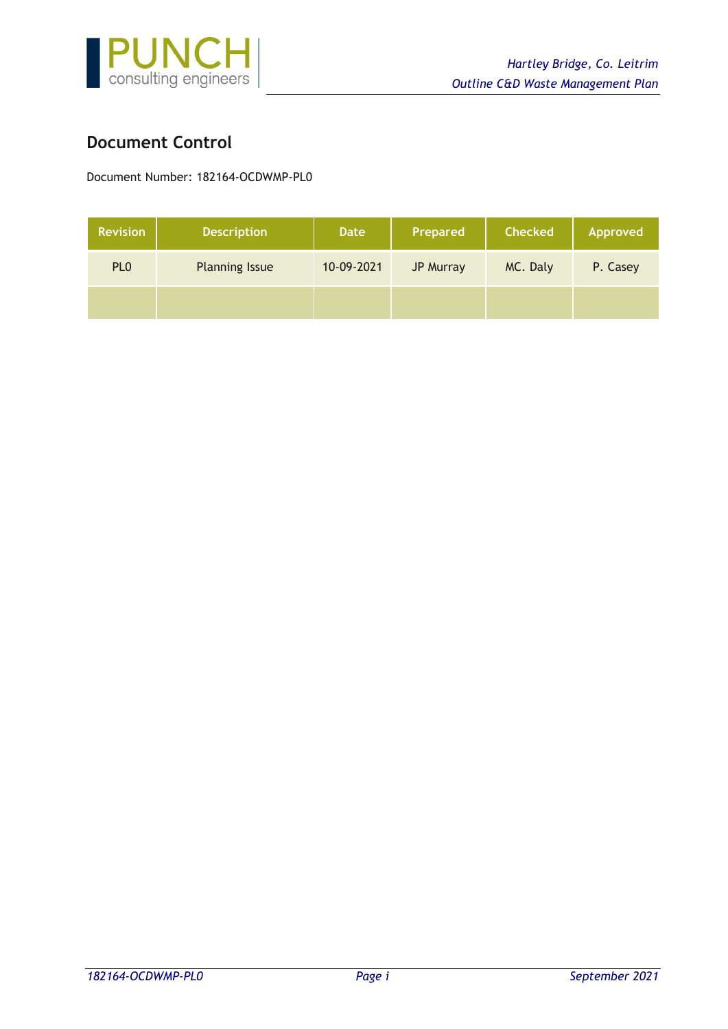## Document Control

Document Number: 182164-OCDWMP-PL0

| Revision | Description | Date | Prepared | Checked | Approved |
| --- | --- | --- | --- | --- | --- |
| PL0 | Planning Issue | 10-09-2021 | JP Murray | MC. Daly | P. Casey |
| | | | | | |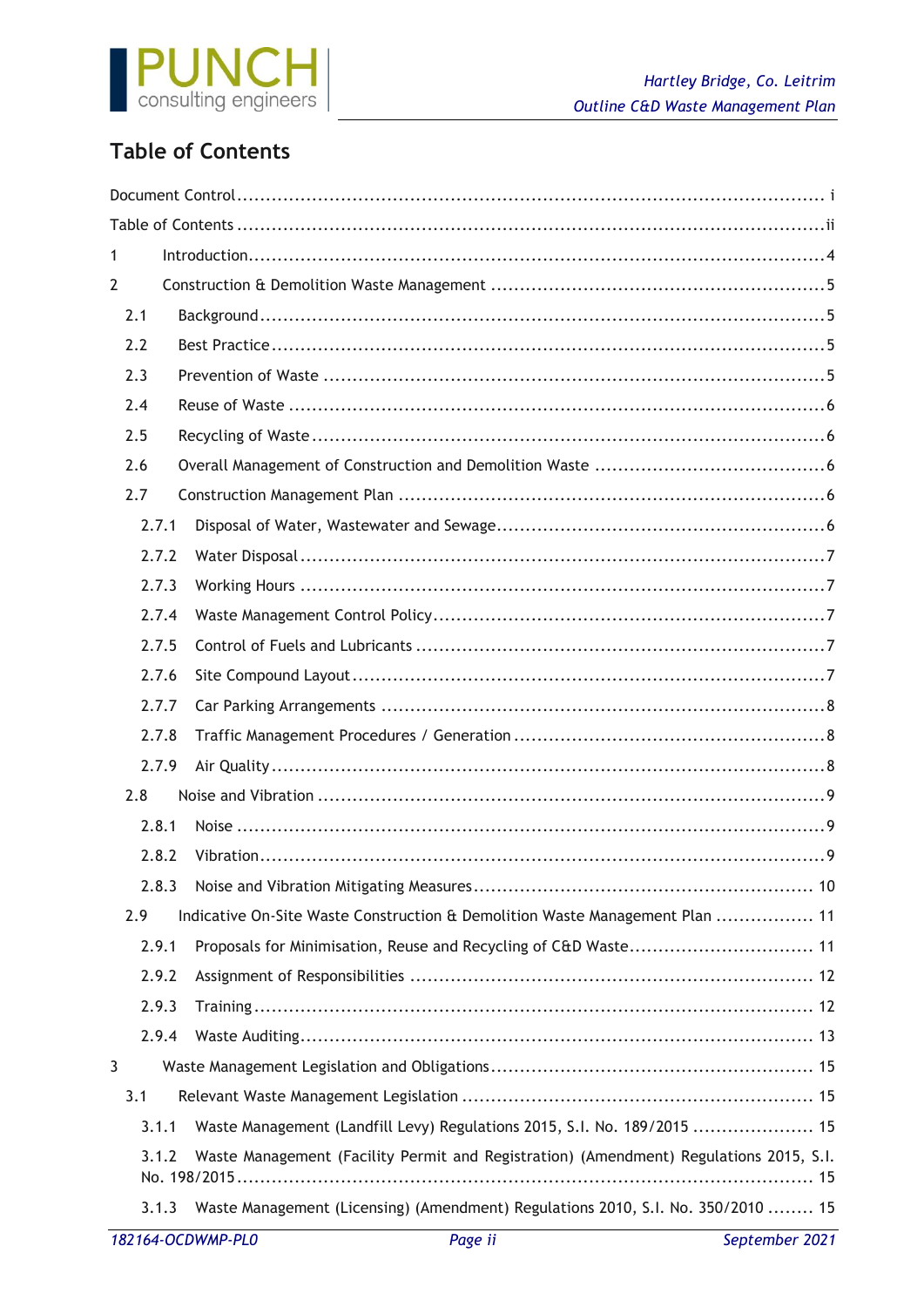## Table of Contents

Document Control ....... i
Table of Contents ....... ii
1 Introduction ....... 4
2 Construction & Demolition Waste Management ....... 5
  2.1 Background ....... 5
  2.2 Best Practice ....... 5
  2.3 Prevention of Waste ....... 5
  2.4 Reuse of Waste ....... 6
  2.5 Recycling of Waste ....... 6
  2.6 Overall Management of Construction and Demolition Waste ....... 6
  2.7 Construction Management Plan ....... 6
    2.7.1 Disposal of Water, Wastewater and Sewage ....... 6
    2.7.2 Water Disposal ....... 7
    2.7.3 Working Hours ....... 7
    2.7.4 Waste Management Control Policy ....... 7
    2.7.5 Control of Fuels and Lubricants ....... 7
    2.7.6 Site Compound Layout ....... 7
    2.7.7 Car Parking Arrangements ....... 8
    2.7.8 Traffic Management Procedures / Generation ....... 8
    2.7.9 Air Quality ....... 8
  2.8 Noise and Vibration ....... 9
    2.8.1 Noise ....... 9
    2.8.2 Vibration ....... 9
    2.8.3 Noise and Vibration Mitigating Measures ....... 10
  2.9 Indicative On-Site Waste Construction & Demolition Waste Management Plan ....... 11
    2.9.1 Proposals for Minimisation, Reuse and Recycling of C&D Waste ....... 11
    2.9.2 Assignment of Responsibilities ....... 12
    2.9.3 Training ....... 12
    2.9.4 Waste Auditing ....... 13
3 Waste Management Legislation and Obligations ....... 15
  3.1 Relevant Waste Management Legislation ....... 15
    3.1.1 Waste Management (Landfill Levy) Regulations 2015, S.I. No. 189/2015 ....... 15
    3.1.2 Waste Management (Facility Permit and Registration) (Amendment) Regulations 2015, S.I. No. 198/2015 ....... 15
    3.1.3 Waste Management (Licensing) (Amendment) Regulations 2010, S.I. No. 350/2010 ....... 15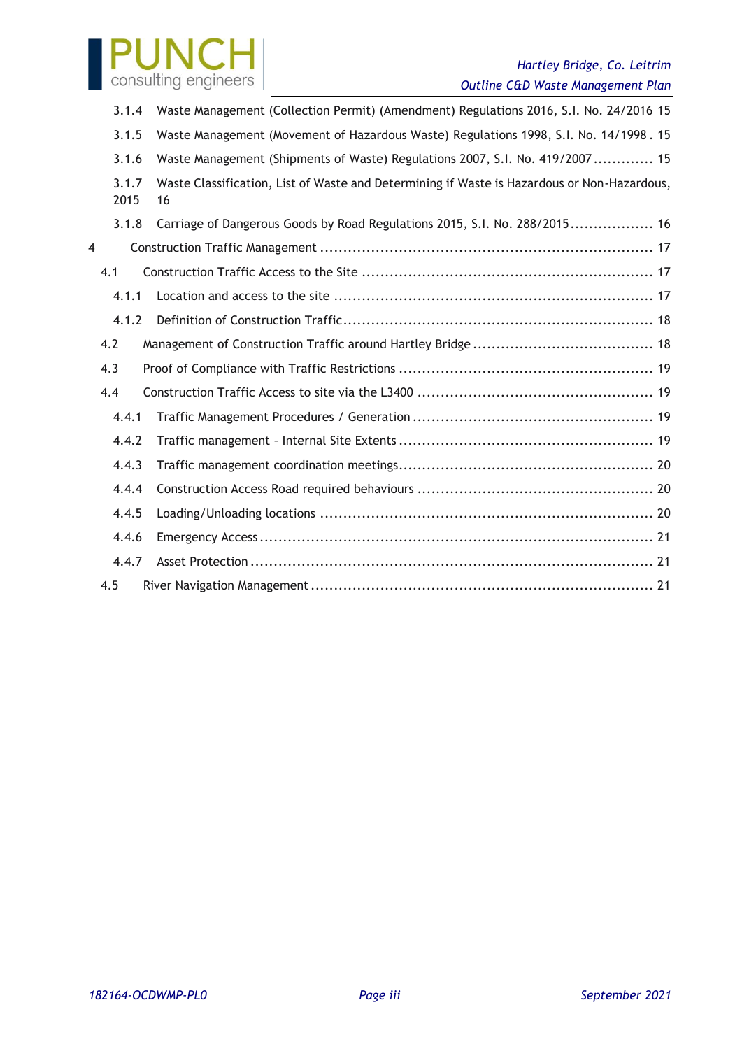3.1.4 Waste Management (Collection Permit) (Amendment) Regulations 2016, S.I. No. 24/2016 15

3.1.5 Waste Management (Movement of Hazardous Waste) Regulations 1998, S.I. No. 14/1998 . 15

3.1.6 Waste Management (Shipments of Waste) Regulations 2007, S.I. No. 419/2007 ............. 15

3.1.7 Waste Classification, List of Waste and Determining if Waste is Hazardous or Non-Hazardous, 2015 16

3.1.8 Carriage of Dangerous Goods by Road Regulations 2015, S.I. No. 288/2015.................. 16

4 Construction Traffic Management ........................................................................ 17

4.1 Construction Traffic Access to the Site ............................................................... 17

4.1.1 Location and access to the site ..................................................................... 17

4.1.2 Definition of Construction Traffic.................................................................... 18

4.2 Management of Construction Traffic around Hartley Bridge ....................................... 18

4.3 Proof of Compliance with Traffic Restrictions ....................................................... 19

4.4 Construction Traffic Access to site via the L3400 ................................................... 19

4.4.1 Traffic Management Procedures / Generation .................................................... 19

4.4.2 Traffic management – Internal Site Extents ....................................................... 19

4.4.3 Traffic management coordination meetings....................................................... 20

4.4.4 Construction Access Road required behaviours ................................................... 20

4.4.5 Loading/Unloading locations ........................................................................ 20

4.4.6 Emergency Access ..................................................................................... 21

4.4.7 Asset Protection ....................................................................................... 21

4.5 River Navigation Management .......................................................................... 21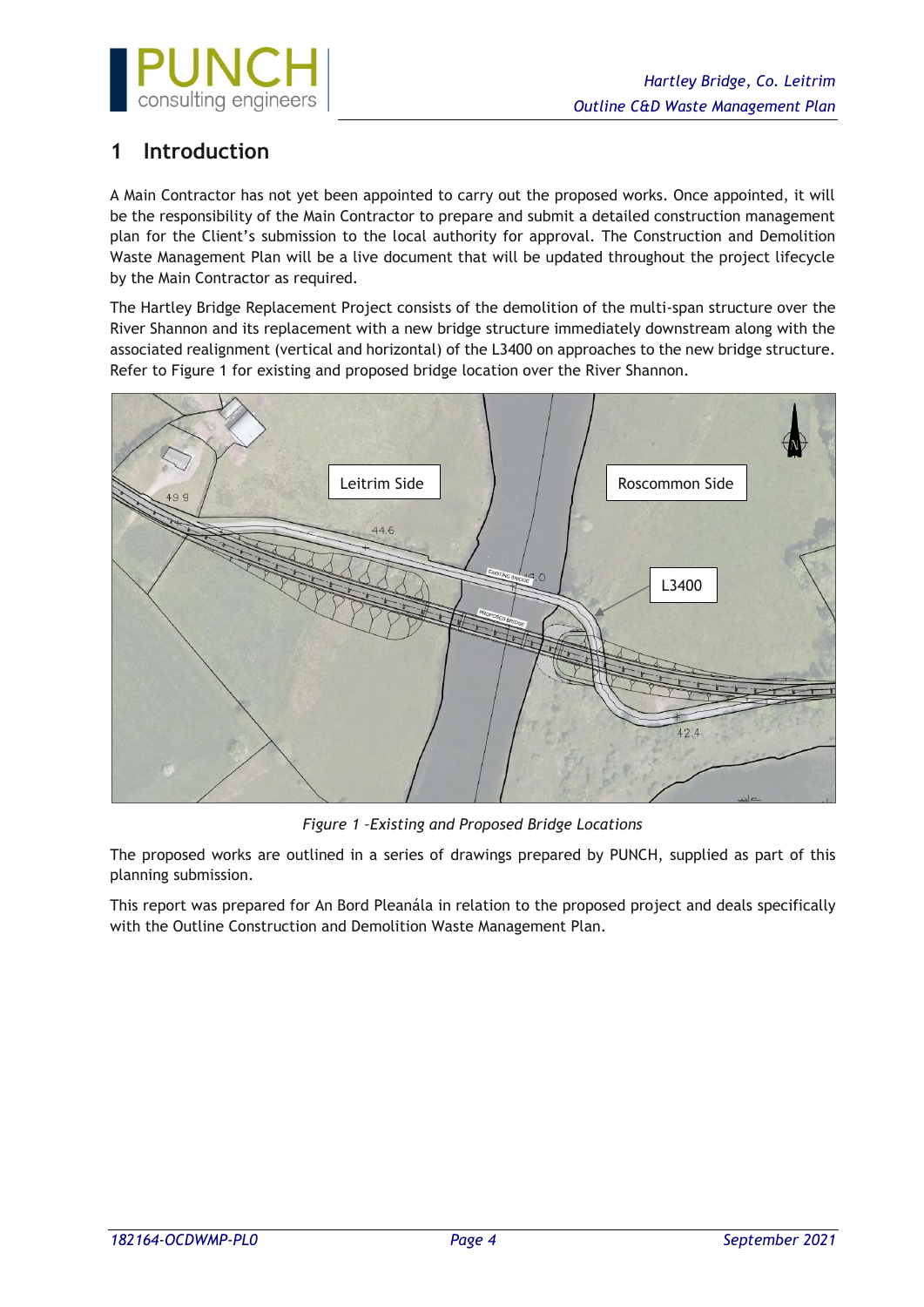# 1 Introduction

A Main Contractor has not yet been appointed to carry out the proposed works. Once appointed, it will be the responsibility of the Main Contractor to prepare and submit a detailed construction management plan for the Client's submission to the local authority for approval. The Construction and Demolition Waste Management Plan will be a live document that will be updated throughout the project lifecycle by the Main Contractor as required.

The Hartley Bridge Replacement Project consists of the demolition of the multi-span structure over the River Shannon and its replacement with a new bridge structure immediately downstream along with the associated realignment (vertical and horizontal) of the L3400 on approaches to the new bridge structure. Refer to Figure 1 for existing and proposed bridge location over the River Shannon.

*Figure 1 –Existing and Proposed Bridge Locations*

The proposed works are outlined in a series of drawings prepared by PUNCH, supplied as part of this planning submission.

This report was prepared for An Bord Pleanála in relation to the proposed project and deals specifically with the Outline Construction and Demolition Waste Management Plan.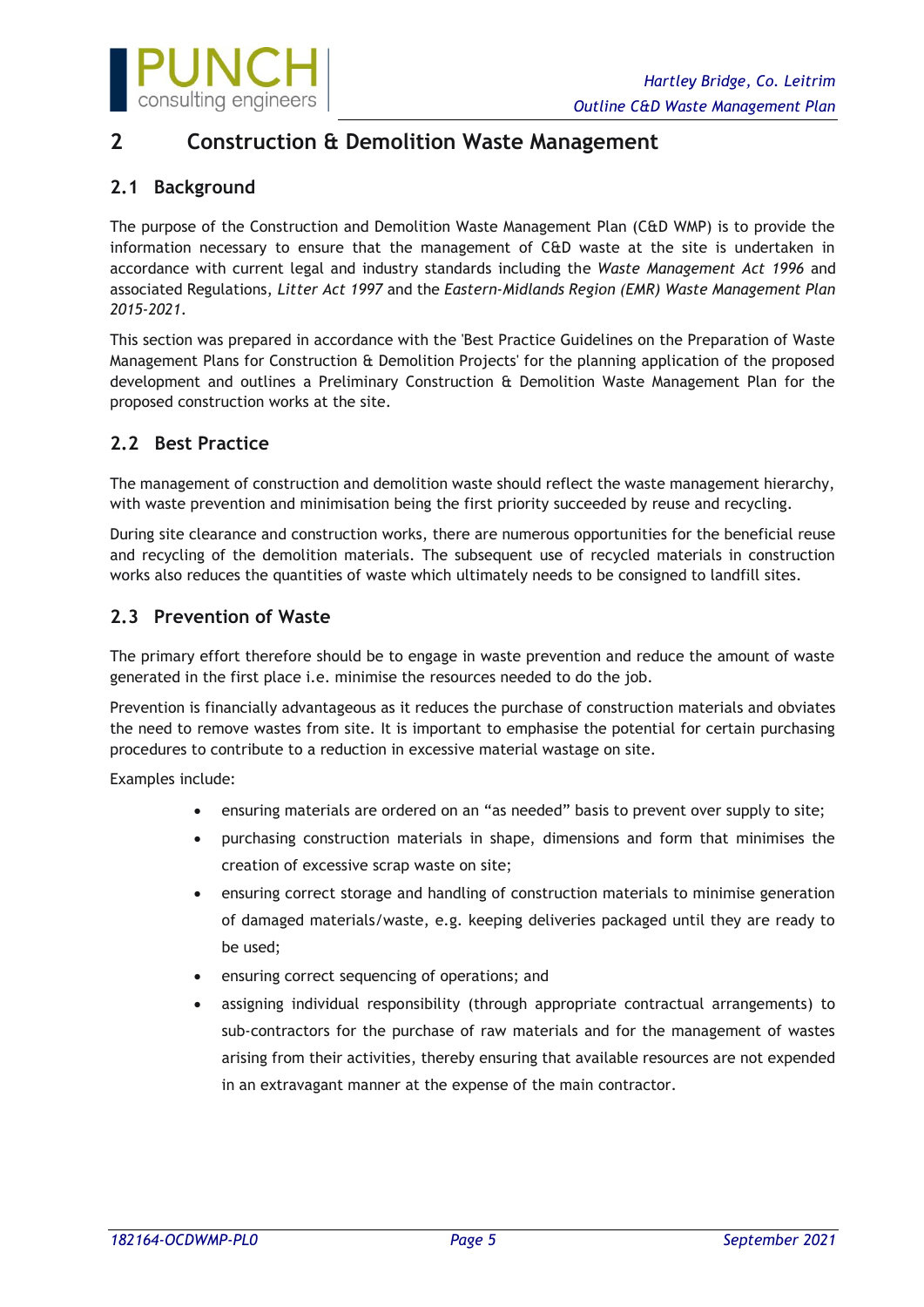# 2 Construction & Demolition Waste Management

## 2.1 Background

The purpose of the Construction and Demolition Waste Management Plan (C&D WMP) is to provide the information necessary to ensure that the management of C&D waste at the site is undertaken in accordance with current legal and industry standards including the *Waste Management Act 1996* and associated Regulations, *Litter Act 1997* and the *Eastern-Midlands Region (EMR) Waste Management Plan 2015-2021*.

This section was prepared in accordance with the 'Best Practice Guidelines on the Preparation of Waste Management Plans for Construction & Demolition Projects' for the planning application of the proposed development and outlines a Preliminary Construction & Demolition Waste Management Plan for the proposed construction works at the site.

## 2.2 Best Practice

The management of construction and demolition waste should reflect the waste management hierarchy, with waste prevention and minimisation being the first priority succeeded by reuse and recycling.

During site clearance and construction works, there are numerous opportunities for the beneficial reuse and recycling of the demolition materials. The subsequent use of recycled materials in construction works also reduces the quantities of waste which ultimately needs to be consigned to landfill sites.

## 2.3 Prevention of Waste

The primary effort therefore should be to engage in waste prevention and reduce the amount of waste generated in the first place i.e. minimise the resources needed to do the job.

Prevention is financially advantageous as it reduces the purchase of construction materials and obviates the need to remove wastes from site. It is important to emphasise the potential for certain purchasing procedures to contribute to a reduction in excessive material wastage on site.

Examples include:

- ensuring materials are ordered on an "as needed" basis to prevent over supply to site;
- purchasing construction materials in shape, dimensions and form that minimises the creation of excessive scrap waste on site;
- ensuring correct storage and handling of construction materials to minimise generation of damaged materials/waste, e.g. keeping deliveries packaged until they are ready to be used;
- ensuring correct sequencing of operations; and
- assigning individual responsibility (through appropriate contractual arrangements) to sub-contractors for the purchase of raw materials and for the management of wastes arising from their activities, thereby ensuring that available resources are not expended in an extravagant manner at the expense of the main contractor.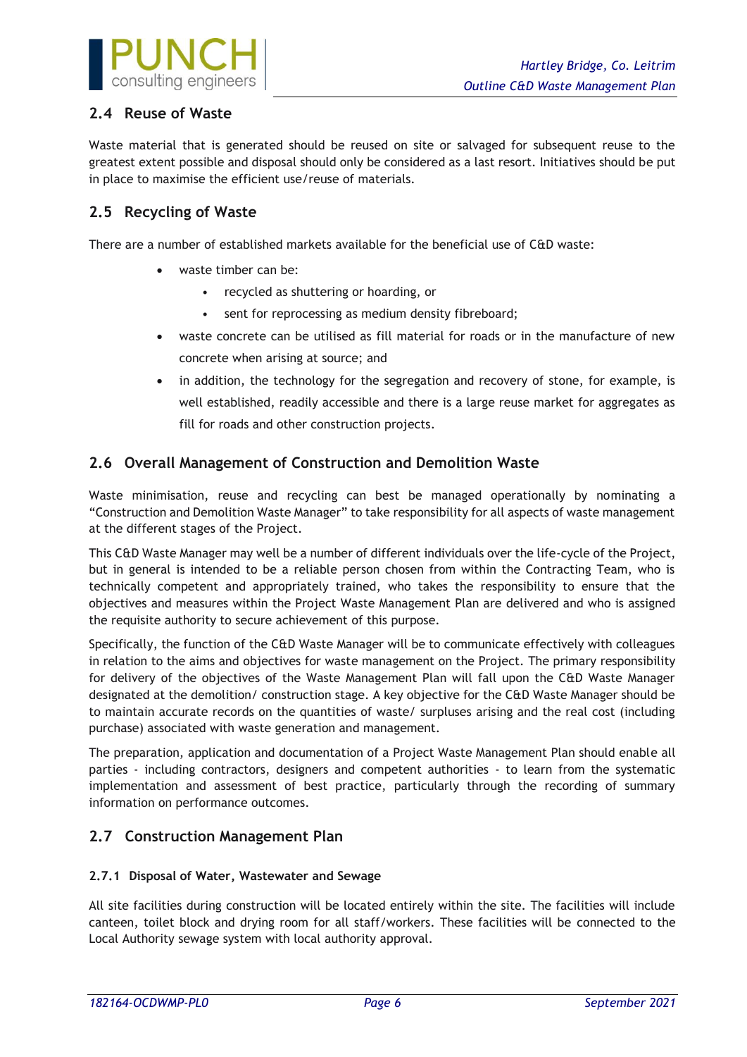## 2.4 Reuse of Waste

Waste material that is generated should be reused on site or salvaged for subsequent reuse to the greatest extent possible and disposal should only be considered as a last resort. Initiatives should be put in place to maximise the efficient use/reuse of materials.

## 2.5 Recycling of Waste

There are a number of established markets available for the beneficial use of C&D waste:

- waste timber can be:
  - recycled as shuttering or hoarding, or
  - sent for reprocessing as medium density fibreboard;
- waste concrete can be utilised as fill material for roads or in the manufacture of new concrete when arising at source; and
- in addition, the technology for the segregation and recovery of stone, for example, is well established, readily accessible and there is a large reuse market for aggregates as fill for roads and other construction projects.

## 2.6 Overall Management of Construction and Demolition Waste

Waste minimisation, reuse and recycling can best be managed operationally by nominating a "Construction and Demolition Waste Manager" to take responsibility for all aspects of waste management at the different stages of the Project.

This C&D Waste Manager may well be a number of different individuals over the life-cycle of the Project, but in general is intended to be a reliable person chosen from within the Contracting Team, who is technically competent and appropriately trained, who takes the responsibility to ensure that the objectives and measures within the Project Waste Management Plan are delivered and who is assigned the requisite authority to secure achievement of this purpose.

Specifically, the function of the C&D Waste Manager will be to communicate effectively with colleagues in relation to the aims and objectives for waste management on the Project. The primary responsibility for delivery of the objectives of the Waste Management Plan will fall upon the C&D Waste Manager designated at the demolition/ construction stage. A key objective for the C&D Waste Manager should be to maintain accurate records on the quantities of waste/ surpluses arising and the real cost (including purchase) associated with waste generation and management.

The preparation, application and documentation of a Project Waste Management Plan should enable all parties - including contractors, designers and competent authorities - to learn from the systematic implementation and assessment of best practice, particularly through the recording of summary information on performance outcomes.

## 2.7 Construction Management Plan

### 2.7.1 Disposal of Water, Wastewater and Sewage

All site facilities during construction will be located entirely within the site. The facilities will include canteen, toilet block and drying room for all staff/workers. These facilities will be connected to the Local Authority sewage system with local authority approval.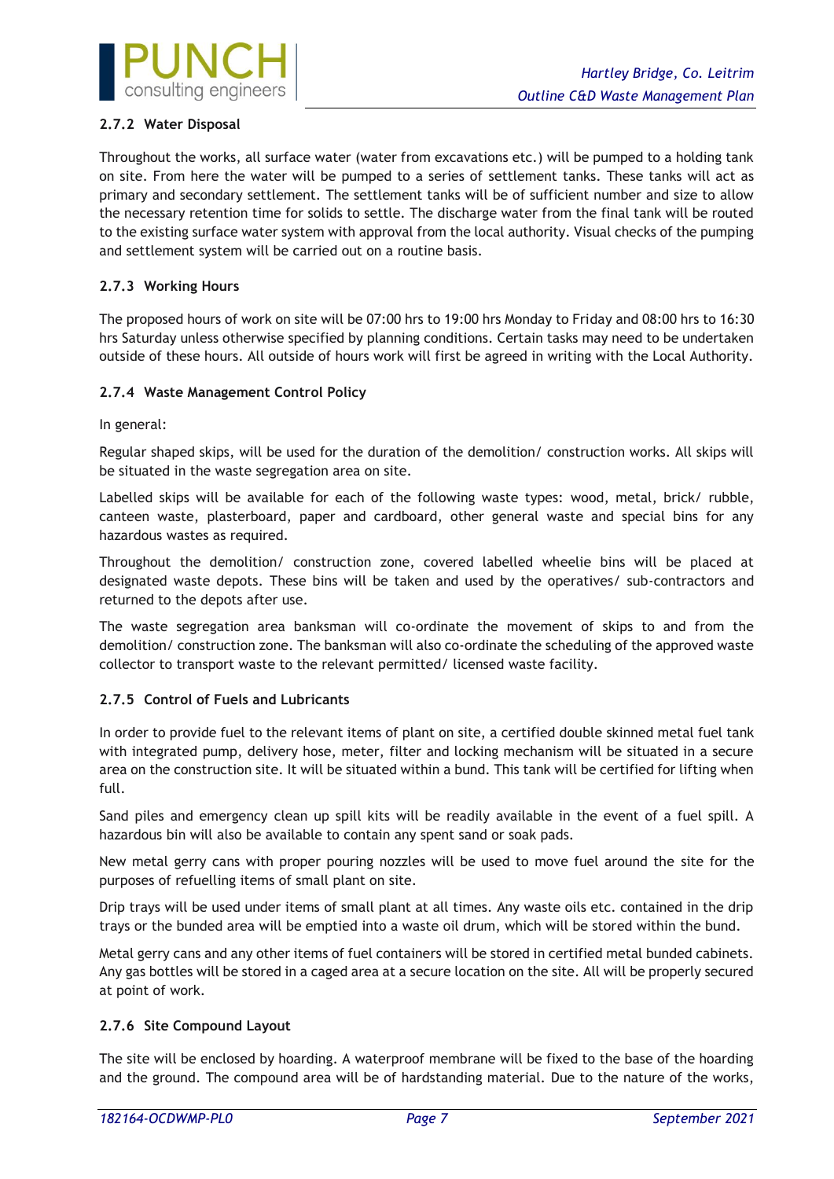### 2.7.2 Water Disposal

Throughout the works, all surface water (water from excavations etc.) will be pumped to a holding tank on site. From here the water will be pumped to a series of settlement tanks. These tanks will act as primary and secondary settlement. The settlement tanks will be of sufficient number and size to allow the necessary retention time for solids to settle. The discharge water from the final tank will be routed to the existing surface water system with approval from the local authority. Visual checks of the pumping and settlement system will be carried out on a routine basis.

### 2.7.3 Working Hours

The proposed hours of work on site will be 07:00 hrs to 19:00 hrs Monday to Friday and 08:00 hrs to 16:30 hrs Saturday unless otherwise specified by planning conditions. Certain tasks may need to be undertaken outside of these hours. All outside of hours work will first be agreed in writing with the Local Authority.

### 2.7.4 Waste Management Control Policy

In general:

Regular shaped skips, will be used for the duration of the demolition/ construction works. All skips will be situated in the waste segregation area on site.

Labelled skips will be available for each of the following waste types: wood, metal, brick/ rubble, canteen waste, plasterboard, paper and cardboard, other general waste and special bins for any hazardous wastes as required.

Throughout the demolition/ construction zone, covered labelled wheelie bins will be placed at designated waste depots. These bins will be taken and used by the operatives/ sub-contractors and returned to the depots after use.

The waste segregation area banksman will co-ordinate the movement of skips to and from the demolition/ construction zone. The banksman will also co-ordinate the scheduling of the approved waste collector to transport waste to the relevant permitted/ licensed waste facility.

### 2.7.5 Control of Fuels and Lubricants

In order to provide fuel to the relevant items of plant on site, a certified double skinned metal fuel tank with integrated pump, delivery hose, meter, filter and locking mechanism will be situated in a secure area on the construction site. It will be situated within a bund. This tank will be certified for lifting when full.

Sand piles and emergency clean up spill kits will be readily available in the event of a fuel spill. A hazardous bin will also be available to contain any spent sand or soak pads.

New metal gerry cans with proper pouring nozzles will be used to move fuel around the site for the purposes of refuelling items of small plant on site.

Drip trays will be used under items of small plant at all times. Any waste oils etc. contained in the drip trays or the bunded area will be emptied into a waste oil drum, which will be stored within the bund.

Metal gerry cans and any other items of fuel containers will be stored in certified metal bunded cabinets. Any gas bottles will be stored in a caged area at a secure location on the site. All will be properly secured at point of work.

### 2.7.6 Site Compound Layout

The site will be enclosed by hoarding. A waterproof membrane will be fixed to the base of the hoarding and the ground. The compound area will be of hardstanding material. Due to the nature of the works,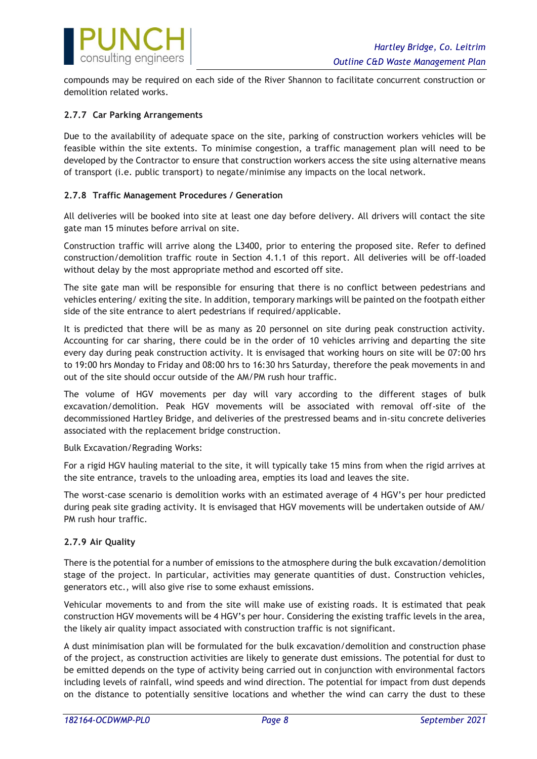compounds may be required on each side of the River Shannon to facilitate concurrent construction or demolition related works.

### 2.7.7 Car Parking Arrangements

Due to the availability of adequate space on the site, parking of construction workers vehicles will be feasible within the site extents. To minimise congestion, a traffic management plan will need to be developed by the Contractor to ensure that construction workers access the site using alternative means of transport (i.e. public transport) to negate/minimise any impacts on the local network.

### 2.7.8 Traffic Management Procedures / Generation

All deliveries will be booked into site at least one day before delivery. All drivers will contact the site gate man 15 minutes before arrival on site.

Construction traffic will arrive along the L3400, prior to entering the proposed site. Refer to defined construction/demolition traffic route in Section 4.1.1 of this report. All deliveries will be off-loaded without delay by the most appropriate method and escorted off site.

The site gate man will be responsible for ensuring that there is no conflict between pedestrians and vehicles entering/ exiting the site. In addition, temporary markings will be painted on the footpath either side of the site entrance to alert pedestrians if required/applicable.

It is predicted that there will be as many as 20 personnel on site during peak construction activity. Accounting for car sharing, there could be in the order of 10 vehicles arriving and departing the site every day during peak construction activity. It is envisaged that working hours on site will be 07:00 hrs to 19:00 hrs Monday to Friday and 08:00 hrs to 16:30 hrs Saturday, therefore the peak movements in and out of the site should occur outside of the AM/PM rush hour traffic.

The volume of HGV movements per day will vary according to the different stages of bulk excavation/demolition. Peak HGV movements will be associated with removal off-site of the decommissioned Hartley Bridge, and deliveries of the prestressed beams and in-situ concrete deliveries associated with the replacement bridge construction.

Bulk Excavation/Regrading Works:

For a rigid HGV hauling material to the site, it will typically take 15 mins from when the rigid arrives at the site entrance, travels to the unloading area, empties its load and leaves the site.

The worst-case scenario is demolition works with an estimated average of 4 HGV's per hour predicted during peak site grading activity. It is envisaged that HGV movements will be undertaken outside of AM/ PM rush hour traffic.

### 2.7.9 Air Quality

There is the potential for a number of emissions to the atmosphere during the bulk excavation/demolition stage of the project. In particular, activities may generate quantities of dust. Construction vehicles, generators etc., will also give rise to some exhaust emissions.

Vehicular movements to and from the site will make use of existing roads. It is estimated that peak construction HGV movements will be 4 HGV's per hour. Considering the existing traffic levels in the area, the likely air quality impact associated with construction traffic is not significant.

A dust minimisation plan will be formulated for the bulk excavation/demolition and construction phase of the project, as construction activities are likely to generate dust emissions. The potential for dust to be emitted depends on the type of activity being carried out in conjunction with environmental factors including levels of rainfall, wind speeds and wind direction. The potential for impact from dust depends on the distance to potentially sensitive locations and whether the wind can carry the dust to these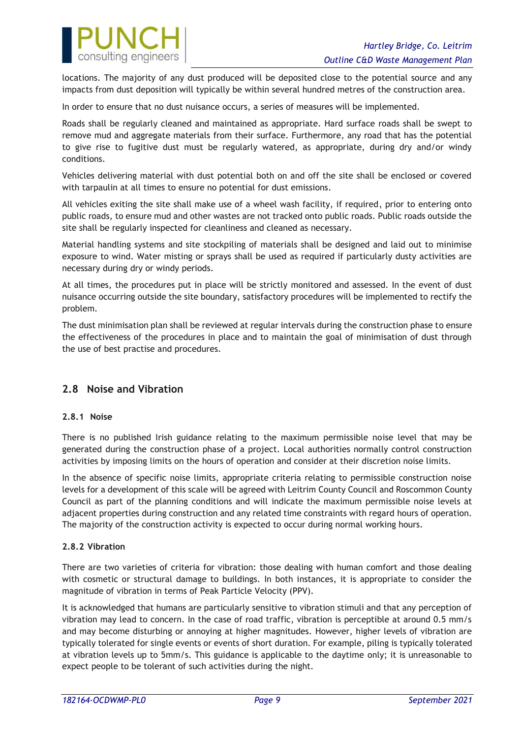locations. The majority of any dust produced will be deposited close to the potential source and any impacts from dust deposition will typically be within several hundred metres of the construction area.

In order to ensure that no dust nuisance occurs, a series of measures will be implemented.

Roads shall be regularly cleaned and maintained as appropriate. Hard surface roads shall be swept to remove mud and aggregate materials from their surface. Furthermore, any road that has the potential to give rise to fugitive dust must be regularly watered, as appropriate, during dry and/or windy conditions.

Vehicles delivering material with dust potential both on and off the site shall be enclosed or covered with tarpaulin at all times to ensure no potential for dust emissions.

All vehicles exiting the site shall make use of a wheel wash facility, if required, prior to entering onto public roads, to ensure mud and other wastes are not tracked onto public roads. Public roads outside the site shall be regularly inspected for cleanliness and cleaned as necessary.

Material handling systems and site stockpiling of materials shall be designed and laid out to minimise exposure to wind. Water misting or sprays shall be used as required if particularly dusty activities are necessary during dry or windy periods.

At all times, the procedures put in place will be strictly monitored and assessed. In the event of dust nuisance occurring outside the site boundary, satisfactory procedures will be implemented to rectify the problem.

The dust minimisation plan shall be reviewed at regular intervals during the construction phase to ensure the effectiveness of the procedures in place and to maintain the goal of minimisation of dust through the use of best practise and procedures.

## 2.8 Noise and Vibration

### 2.8.1 Noise

There is no published Irish guidance relating to the maximum permissible noise level that may be generated during the construction phase of a project. Local authorities normally control construction activities by imposing limits on the hours of operation and consider at their discretion noise limits.

In the absence of specific noise limits, appropriate criteria relating to permissible construction noise levels for a development of this scale will be agreed with Leitrim County Council and Roscommon County Council as part of the planning conditions and will indicate the maximum permissible noise levels at adjacent properties during construction and any related time constraints with regard hours of operation. The majority of the construction activity is expected to occur during normal working hours.

### 2.8.2 Vibration

There are two varieties of criteria for vibration: those dealing with human comfort and those dealing with cosmetic or structural damage to buildings. In both instances, it is appropriate to consider the magnitude of vibration in terms of Peak Particle Velocity (PPV).

It is acknowledged that humans are particularly sensitive to vibration stimuli and that any perception of vibration may lead to concern. In the case of road traffic, vibration is perceptible at around 0.5 mm/s and may become disturbing or annoying at higher magnitudes. However, higher levels of vibration are typically tolerated for single events or events of short duration. For example, piling is typically tolerated at vibration levels up to 5mm/s. This guidance is applicable to the daytime only; it is unreasonable to expect people to be tolerant of such activities during the night.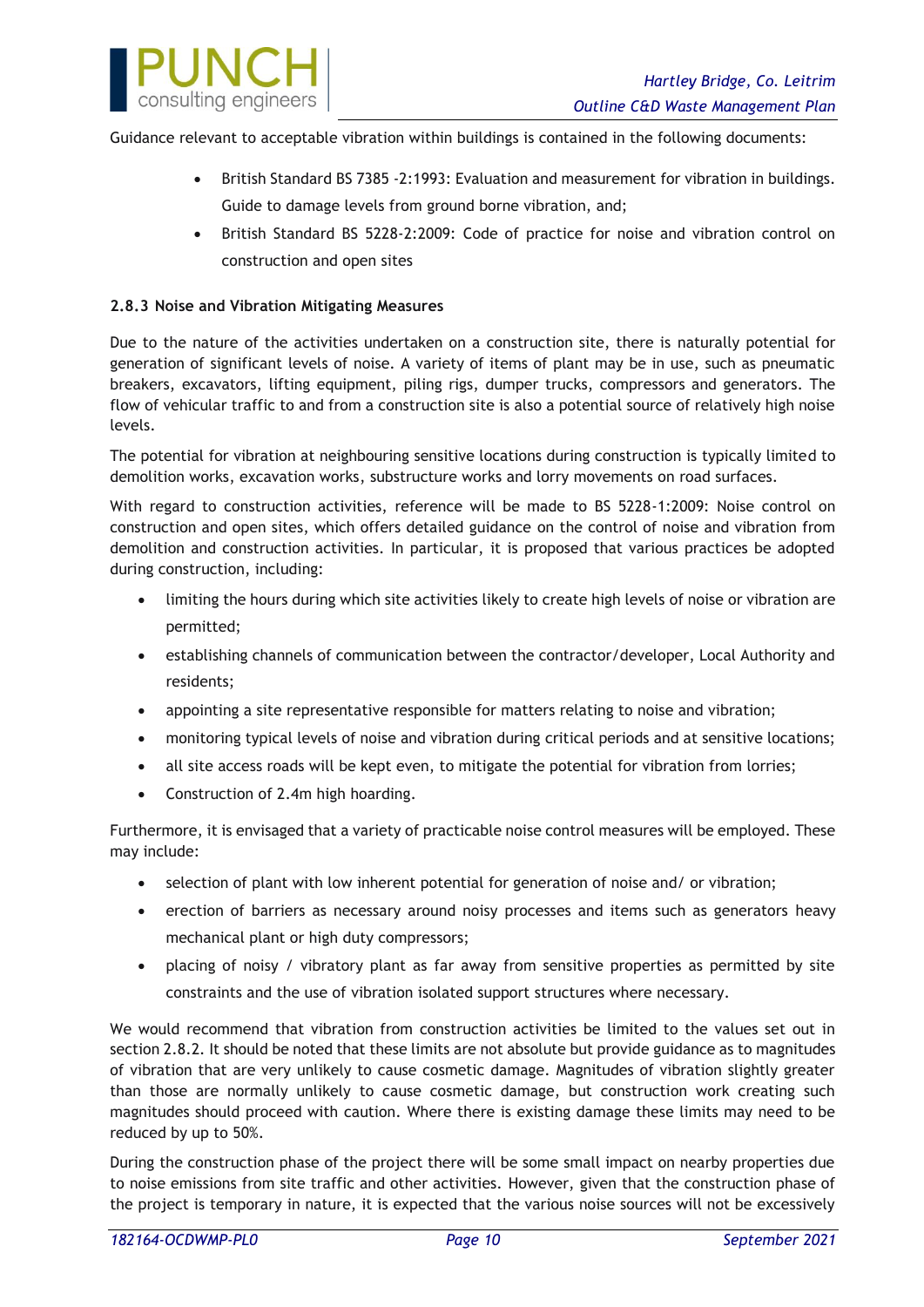Guidance relevant to acceptable vibration within buildings is contained in the following documents:

- British Standard BS 7385 -2:1993: Evaluation and measurement for vibration in buildings. Guide to damage levels from ground borne vibration, and;
- British Standard BS 5228-2:2009: Code of practice for noise and vibration control on construction and open sites

### 2.8.3 Noise and Vibration Mitigating Measures

Due to the nature of the activities undertaken on a construction site, there is naturally potential for generation of significant levels of noise. A variety of items of plant may be in use, such as pneumatic breakers, excavators, lifting equipment, piling rigs, dumper trucks, compressors and generators. The flow of vehicular traffic to and from a construction site is also a potential source of relatively high noise levels.

The potential for vibration at neighbouring sensitive locations during construction is typically limited to demolition works, excavation works, substructure works and lorry movements on road surfaces.

With regard to construction activities, reference will be made to BS 5228-1:2009: Noise control on construction and open sites, which offers detailed guidance on the control of noise and vibration from demolition and construction activities. In particular, it is proposed that various practices be adopted during construction, including:

- limiting the hours during which site activities likely to create high levels of noise or vibration are permitted;
- establishing channels of communication between the contractor/developer, Local Authority and residents;
- appointing a site representative responsible for matters relating to noise and vibration;
- monitoring typical levels of noise and vibration during critical periods and at sensitive locations;
- all site access roads will be kept even, to mitigate the potential for vibration from lorries;
- Construction of 2.4m high hoarding.

Furthermore, it is envisaged that a variety of practicable noise control measures will be employed. These may include:

- selection of plant with low inherent potential for generation of noise and/ or vibration;
- erection of barriers as necessary around noisy processes and items such as generators heavy mechanical plant or high duty compressors;
- placing of noisy / vibratory plant as far away from sensitive properties as permitted by site constraints and the use of vibration isolated support structures where necessary.

We would recommend that vibration from construction activities be limited to the values set out in section 2.8.2. It should be noted that these limits are not absolute but provide guidance as to magnitudes of vibration that are very unlikely to cause cosmetic damage. Magnitudes of vibration slightly greater than those are normally unlikely to cause cosmetic damage, but construction work creating such magnitudes should proceed with caution. Where there is existing damage these limits may need to be reduced by up to 50%.

During the construction phase of the project there will be some small impact on nearby properties due to noise emissions from site traffic and other activities. However, given that the construction phase of the project is temporary in nature, it is expected that the various noise sources will not be excessively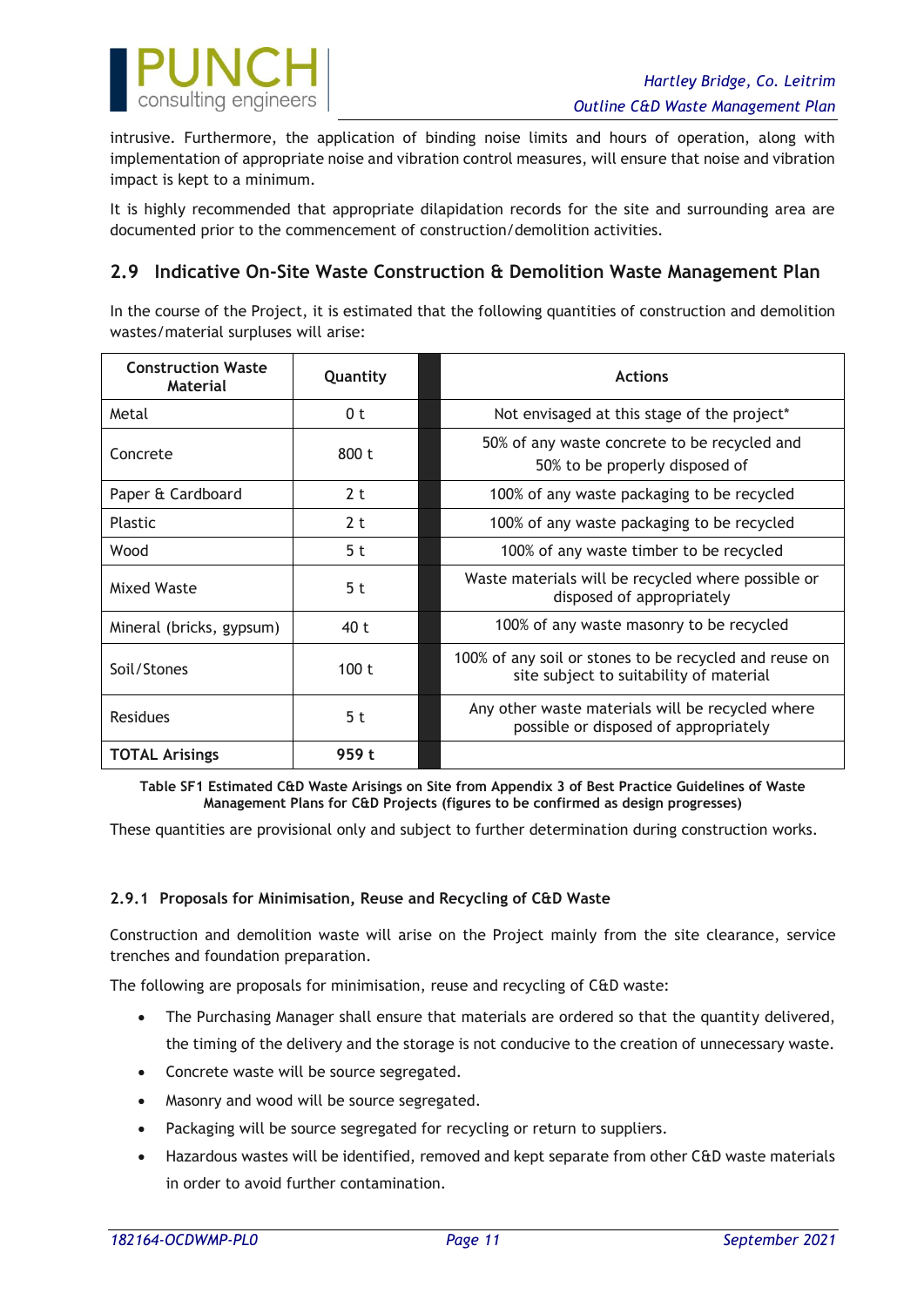intrusive. Furthermore, the application of binding noise limits and hours of operation, along with implementation of appropriate noise and vibration control measures, will ensure that noise and vibration impact is kept to a minimum.

It is highly recommended that appropriate dilapidation records for the site and surrounding area are documented prior to the commencement of construction/demolition activities.

## 2.9 Indicative On-Site Waste Construction & Demolition Waste Management Plan

In the course of the Project, it is estimated that the following quantities of construction and demolition wastes/material surpluses will arise:

| Construction Waste Material | Quantity | | Actions |
|---|---|---|---|
| Metal | 0 t | | Not envisaged at this stage of the project* |
| Concrete | 800 t | | 50% of any waste concrete to be recycled and 50% to be properly disposed of |
| Paper & Cardboard | 2 t | | 100% of any waste packaging to be recycled |
| Plastic | 2 t | | 100% of any waste packaging to be recycled |
| Wood | 5 t | | 100% of any waste timber to be recycled |
| Mixed Waste | 5 t | | Waste materials will be recycled where possible or disposed of appropriately |
| Mineral (bricks, gypsum) | 40 t | | 100% of any waste masonry to be recycled |
| Soil/Stones | 100 t | | 100% of any soil or stones to be recycled and reuse on site subject to suitability of material |
| Residues | 5 t | | Any other waste materials will be recycled where possible or disposed of appropriately |
| **TOTAL Arisings** | **959 t** | | |

**Table SF1 Estimated C&D Waste Arisings on Site from Appendix 3 of Best Practice Guidelines of Waste Management Plans for C&D Projects (figures to be confirmed as design progresses)**

These quantities are provisional only and subject to further determination during construction works.

### 2.9.1 Proposals for Minimisation, Reuse and Recycling of C&D Waste

Construction and demolition waste will arise on the Project mainly from the site clearance, service trenches and foundation preparation.

The following are proposals for minimisation, reuse and recycling of C&D waste:

- The Purchasing Manager shall ensure that materials are ordered so that the quantity delivered, the timing of the delivery and the storage is not conducive to the creation of unnecessary waste.
- Concrete waste will be source segregated.
- Masonry and wood will be source segregated.
- Packaging will be source segregated for recycling or return to suppliers.
- Hazardous wastes will be identified, removed and kept separate from other C&D waste materials in order to avoid further contamination.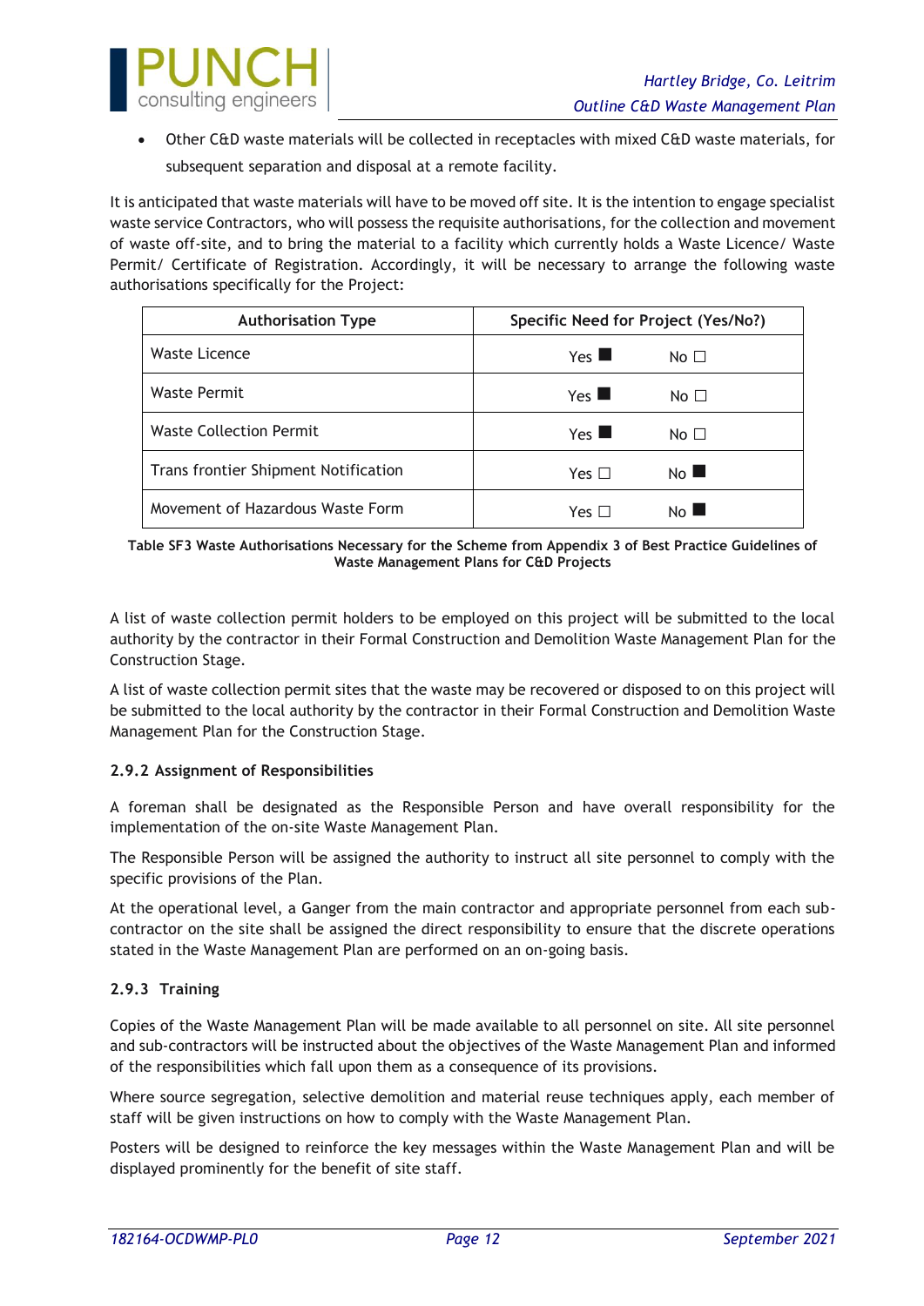- Other C&D waste materials will be collected in receptacles with mixed C&D waste materials, for subsequent separation and disposal at a remote facility.

It is anticipated that waste materials will have to be moved off site. It is the intention to engage specialist waste service Contractors, who will possess the requisite authorisations, for the collection and movement of waste off-site, and to bring the material to a facility which currently holds a Waste Licence/ Waste Permit/ Certificate of Registration. Accordingly, it will be necessary to arrange the following waste authorisations specifically for the Project:

| Authorisation Type | Specific Need for Project (Yes/No?) |
| --- | --- |
| Waste Licence | Yes ■ No ☐ |
| Waste Permit | Yes ■ No ☐ |
| Waste Collection Permit | Yes ■ No ☐ |
| Trans frontier Shipment Notification | Yes ☐ No ■ |
| Movement of Hazardous Waste Form | Yes ☐ No ■ |

**Table SF3 Waste Authorisations Necessary for the Scheme from Appendix 3 of Best Practice Guidelines of Waste Management Plans for C&D Projects**

A list of waste collection permit holders to be employed on this project will be submitted to the local authority by the contractor in their Formal Construction and Demolition Waste Management Plan for the Construction Stage.

A list of waste collection permit sites that the waste may be recovered or disposed to on this project will be submitted to the local authority by the contractor in their Formal Construction and Demolition Waste Management Plan for the Construction Stage.

### 2.9.2 Assignment of Responsibilities

A foreman shall be designated as the Responsible Person and have overall responsibility for the implementation of the on-site Waste Management Plan.

The Responsible Person will be assigned the authority to instruct all site personnel to comply with the specific provisions of the Plan.

At the operational level, a Ganger from the main contractor and appropriate personnel from each sub-contractor on the site shall be assigned the direct responsibility to ensure that the discrete operations stated in the Waste Management Plan are performed on an on-going basis.

### 2.9.3 Training

Copies of the Waste Management Plan will be made available to all personnel on site. All site personnel and sub-contractors will be instructed about the objectives of the Waste Management Plan and informed of the responsibilities which fall upon them as a consequence of its provisions.

Where source segregation, selective demolition and material reuse techniques apply, each member of staff will be given instructions on how to comply with the Waste Management Plan.

Posters will be designed to reinforce the key messages within the Waste Management Plan and will be displayed prominently for the benefit of site staff.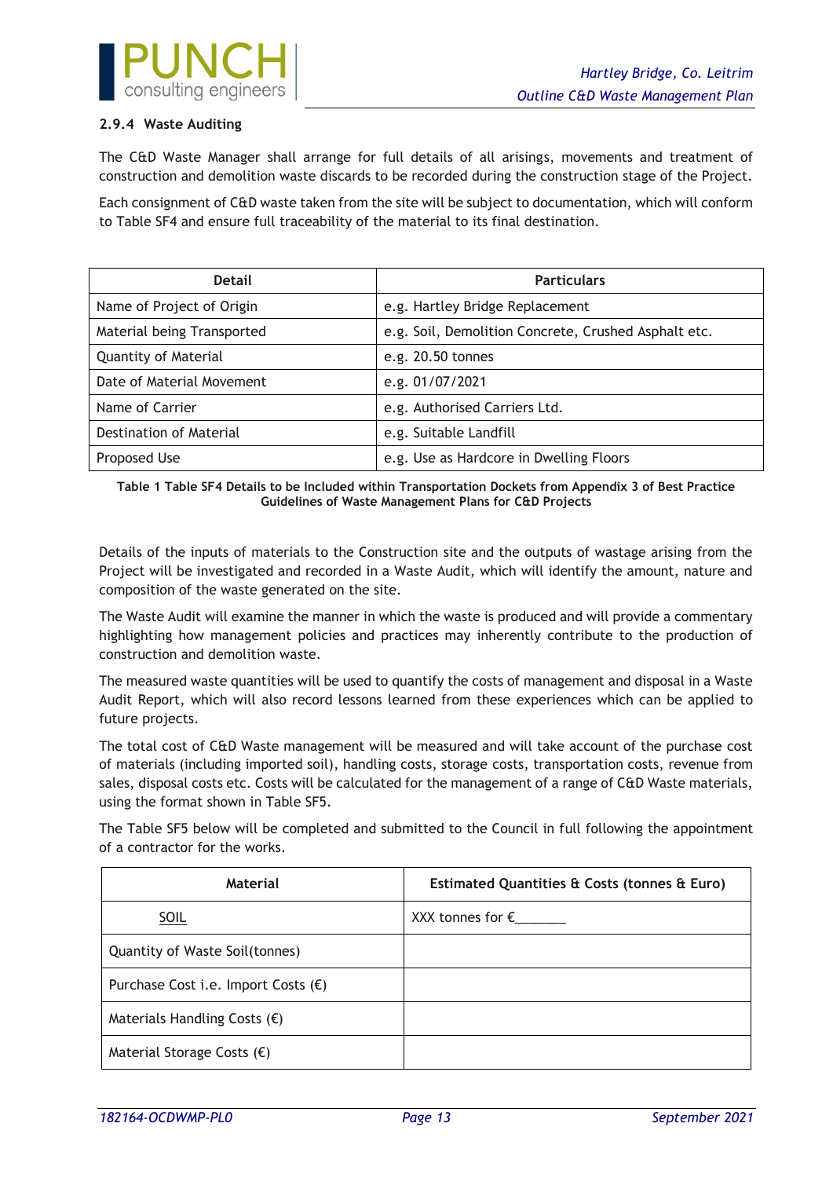### 2.9.4 Waste Auditing

The C&D Waste Manager shall arrange for full details of all arisings, movements and treatment of construction and demolition waste discards to be recorded during the construction stage of the Project.

Each consignment of C&D waste taken from the site will be subject to documentation, which will conform to Table SF4 and ensure full traceability of the material to its final destination.

| Detail | Particulars |
|---|---|
| Name of Project of Origin | e.g. Hartley Bridge Replacement |
| Material being Transported | e.g. Soil, Demolition Concrete, Crushed Asphalt etc. |
| Quantity of Material | e.g. 20.50 tonnes |
| Date of Material Movement | e.g. 01/07/2021 |
| Name of Carrier | e.g. Authorised Carriers Ltd. |
| Destination of Material | e.g. Suitable Landfill |
| Proposed Use | e.g. Use as Hardcore in Dwelling Floors |

**Table 1 Table SF4 Details to be Included within Transportation Dockets from Appendix 3 of Best Practice Guidelines of Waste Management Plans for C&D Projects**

Details of the inputs of materials to the Construction site and the outputs of wastage arising from the Project will be investigated and recorded in a Waste Audit, which will identify the amount, nature and composition of the waste generated on the site.

The Waste Audit will examine the manner in which the waste is produced and will provide a commentary highlighting how management policies and practices may inherently contribute to the production of construction and demolition waste.

The measured waste quantities will be used to quantify the costs of management and disposal in a Waste Audit Report, which will also record lessons learned from these experiences which can be applied to future projects.

The total cost of C&D Waste management will be measured and will take account of the purchase cost of materials (including imported soil), handling costs, storage costs, transportation costs, revenue from sales, disposal costs etc. Costs will be calculated for the management of a range of C&D Waste materials, using the format shown in Table SF5.

The Table SF5 below will be completed and submitted to the Council in full following the appointment of a contractor for the works.

| Material | Estimated Quantities & Costs (tonnes & Euro) |
|---|---|
| SOIL | XXX tonnes for €_______ |
| Quantity of Waste Soil(tonnes) | |
| Purchase Cost i.e. Import Costs (€) | |
| Materials Handling Costs (€) | |
| Material Storage Costs (€) | |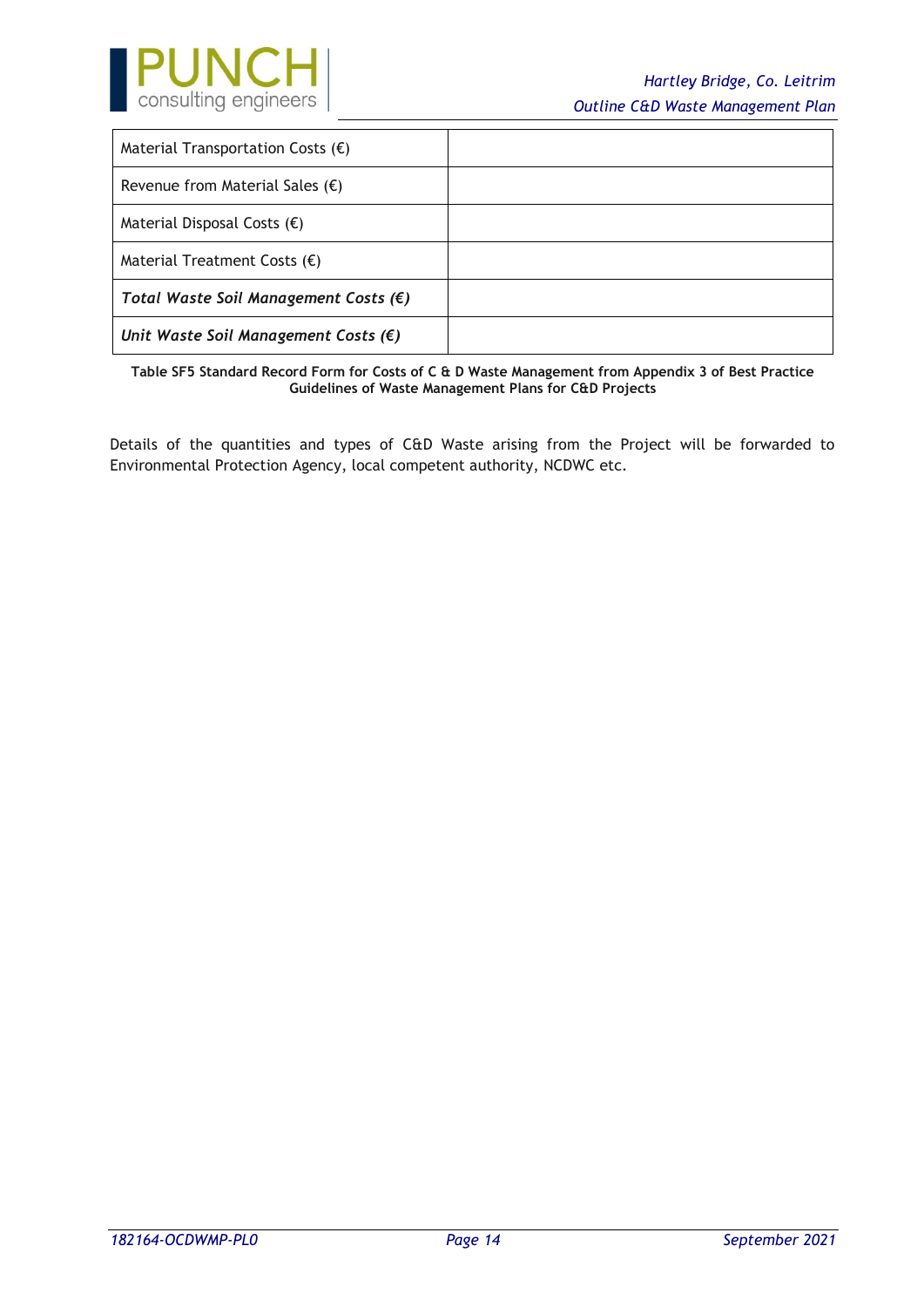| | |
|---|---|
| Material Transportation Costs (€) | |
| Revenue from Material Sales (€) | |
| Material Disposal Costs (€) | |
| Material Treatment Costs (€) | |
| *Total Waste Soil Management Costs (€)* | |
| *Unit Waste Soil Management Costs (€)* | |

**Table SF5 Standard Record Form for Costs of C & D Waste Management from Appendix 3 of Best Practice Guidelines of Waste Management Plans for C&D Projects**

Details of the quantities and types of C&D Waste arising from the Project will be forwarded to Environmental Protection Agency, local competent authority, NCDWC etc.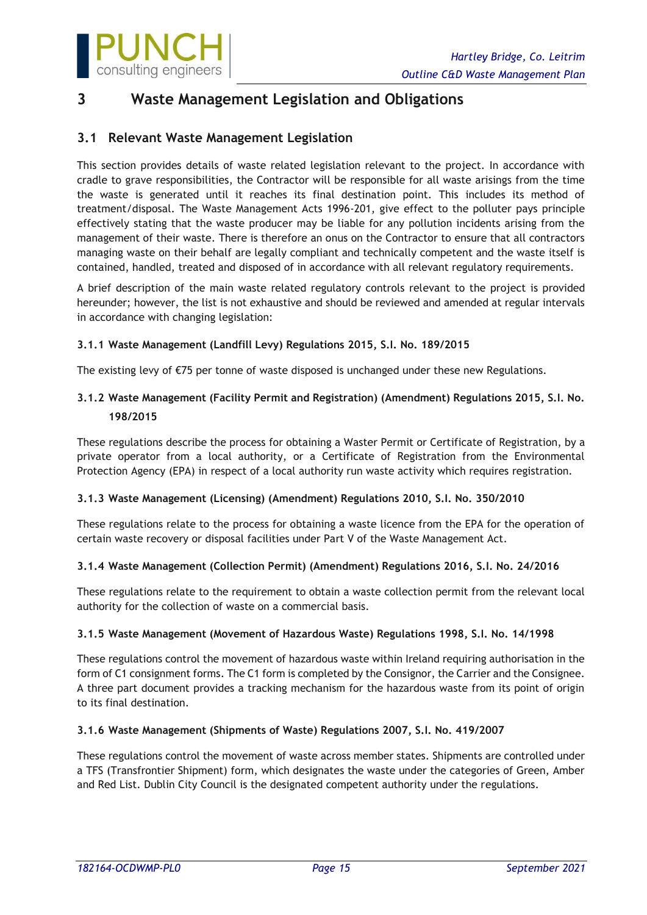# 3 Waste Management Legislation and Obligations

## 3.1 Relevant Waste Management Legislation

This section provides details of waste related legislation relevant to the project. In accordance with cradle to grave responsibilities, the Contractor will be responsible for all waste arisings from the time the waste is generated until it reaches its final destination point. This includes its method of treatment/disposal. The Waste Management Acts 1996-201, give effect to the polluter pays principle effectively stating that the waste producer may be liable for any pollution incidents arising from the management of their waste. There is therefore an onus on the Contractor to ensure that all contractors managing waste on their behalf are legally compliant and technically competent and the waste itself is contained, handled, treated and disposed of in accordance with all relevant regulatory requirements.

A brief description of the main waste related regulatory controls relevant to the project is provided hereunder; however, the list is not exhaustive and should be reviewed and amended at regular intervals in accordance with changing legislation:

### 3.1.1 Waste Management (Landfill Levy) Regulations 2015, S.I. No. 189/2015

The existing levy of €75 per tonne of waste disposed is unchanged under these new Regulations.

### 3.1.2 Waste Management (Facility Permit and Registration) (Amendment) Regulations 2015, S.I. No. 198/2015

These regulations describe the process for obtaining a Waster Permit or Certificate of Registration, by a private operator from a local authority, or a Certificate of Registration from the Environmental Protection Agency (EPA) in respect of a local authority run waste activity which requires registration.

### 3.1.3 Waste Management (Licensing) (Amendment) Regulations 2010, S.I. No. 350/2010

These regulations relate to the process for obtaining a waste licence from the EPA for the operation of certain waste recovery or disposal facilities under Part V of the Waste Management Act.

### 3.1.4 Waste Management (Collection Permit) (Amendment) Regulations 2016, S.I. No. 24/2016

These regulations relate to the requirement to obtain a waste collection permit from the relevant local authority for the collection of waste on a commercial basis.

### 3.1.5 Waste Management (Movement of Hazardous Waste) Regulations 1998, S.I. No. 14/1998

These regulations control the movement of hazardous waste within Ireland requiring authorisation in the form of C1 consignment forms. The C1 form is completed by the Consignor, the Carrier and the Consignee. A three part document provides a tracking mechanism for the hazardous waste from its point of origin to its final destination.

### 3.1.6 Waste Management (Shipments of Waste) Regulations 2007, S.I. No. 419/2007

These regulations control the movement of waste across member states. Shipments are controlled under a TFS (Transfrontier Shipment) form, which designates the waste under the categories of Green, Amber and Red List. Dublin City Council is the designated competent authority under the regulations.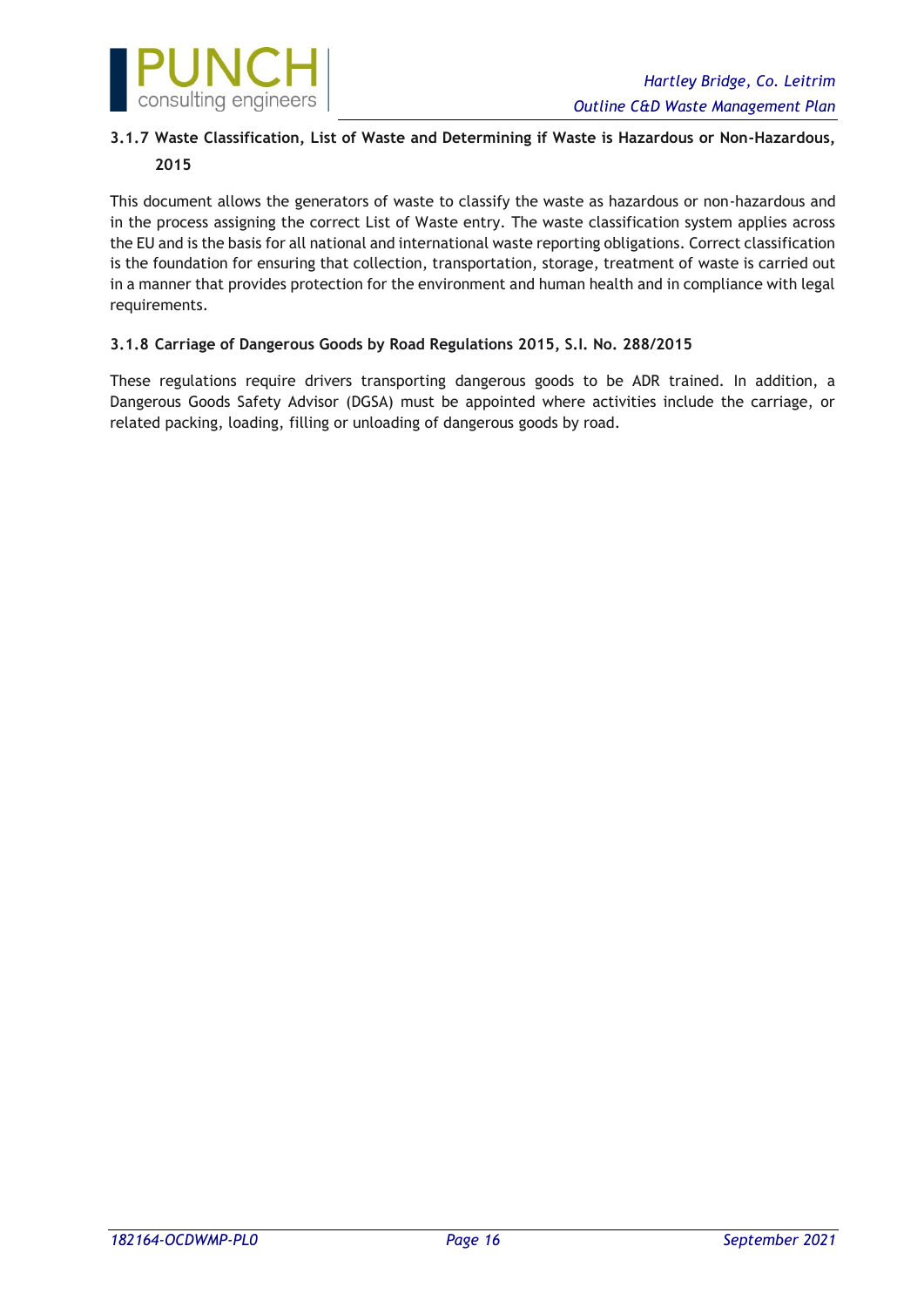### 3.1.7 Waste Classification, List of Waste and Determining if Waste is Hazardous or Non-Hazardous, 2015

This document allows the generators of waste to classify the waste as hazardous or non-hazardous and in the process assigning the correct List of Waste entry. The waste classification system applies across the EU and is the basis for all national and international waste reporting obligations. Correct classification is the foundation for ensuring that collection, transportation, storage, treatment of waste is carried out in a manner that provides protection for the environment and human health and in compliance with legal requirements.

### 3.1.8 Carriage of Dangerous Goods by Road Regulations 2015, S.I. No. 288/2015

These regulations require drivers transporting dangerous goods to be ADR trained. In addition, a Dangerous Goods Safety Advisor (DGSA) must be appointed where activities include the carriage, or related packing, loading, filling or unloading of dangerous goods by road.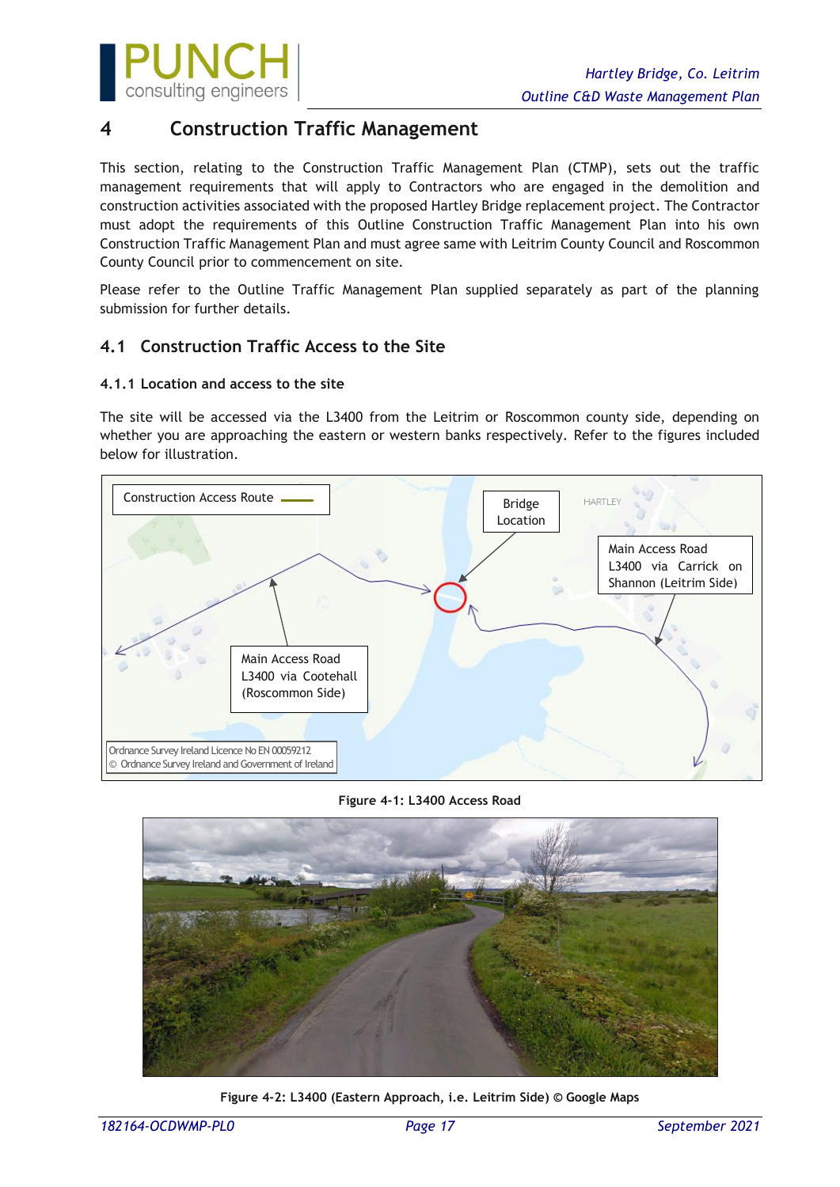# 4 Construction Traffic Management

This section, relating to the Construction Traffic Management Plan (CTMP), sets out the traffic management requirements that will apply to Contractors who are engaged in the demolition and construction activities associated with the proposed Hartley Bridge replacement project. The Contractor must adopt the requirements of this Outline Construction Traffic Management Plan into his own Construction Traffic Management Plan and must agree same with Leitrim County Council and Roscommon County Council prior to commencement on site.

Please refer to the Outline Traffic Management Plan supplied separately as part of the planning submission for further details.

## 4.1 Construction Traffic Access to the Site

### 4.1.1 Location and access to the site

The site will be accessed via the L3400 from the Leitrim or Roscommon county side, depending on whether you are approaching the eastern or western banks respectively. Refer to the figures included below for illustration.

**Figure 4-1: L3400 Access Road**

**Figure 4-2: L3400 (Eastern Approach, i.e. Leitrim Side) © Google Maps**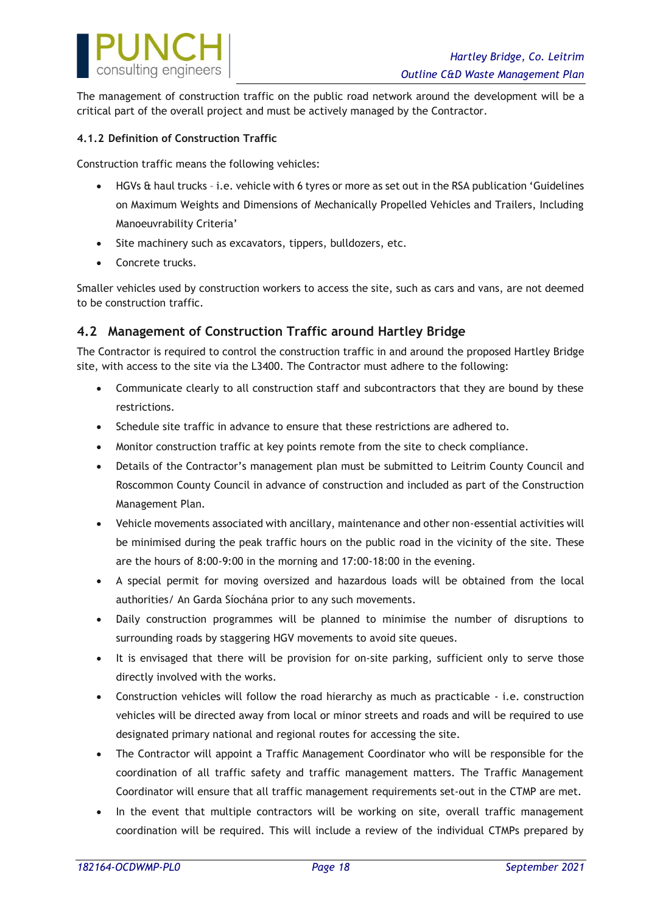The management of construction traffic on the public road network around the development will be a critical part of the overall project and must be actively managed by the Contractor.

#### 4.1.2 Definition of Construction Traffic

Construction traffic means the following vehicles:

- HGVs & haul trucks – i.e. vehicle with 6 tyres or more as set out in the RSA publication 'Guidelines on Maximum Weights and Dimensions of Mechanically Propelled Vehicles and Trailers, Including Manoeuvrability Criteria'
- Site machinery such as excavators, tippers, bulldozers, etc.
- Concrete trucks.

Smaller vehicles used by construction workers to access the site, such as cars and vans, are not deemed to be construction traffic.

## 4.2 Management of Construction Traffic around Hartley Bridge

The Contractor is required to control the construction traffic in and around the proposed Hartley Bridge site, with access to the site via the L3400. The Contractor must adhere to the following:

- Communicate clearly to all construction staff and subcontractors that they are bound by these restrictions.
- Schedule site traffic in advance to ensure that these restrictions are adhered to.
- Monitor construction traffic at key points remote from the site to check compliance.
- Details of the Contractor's management plan must be submitted to Leitrim County Council and Roscommon County Council in advance of construction and included as part of the Construction Management Plan.
- Vehicle movements associated with ancillary, maintenance and other non-essential activities will be minimised during the peak traffic hours on the public road in the vicinity of the site. These are the hours of 8:00-9:00 in the morning and 17:00-18:00 in the evening.
- A special permit for moving oversized and hazardous loads will be obtained from the local authorities/ An Garda Síochána prior to any such movements.
- Daily construction programmes will be planned to minimise the number of disruptions to surrounding roads by staggering HGV movements to avoid site queues.
- It is envisaged that there will be provision for on-site parking, sufficient only to serve those directly involved with the works.
- Construction vehicles will follow the road hierarchy as much as practicable - i.e. construction vehicles will be directed away from local or minor streets and roads and will be required to use designated primary national and regional routes for accessing the site.
- The Contractor will appoint a Traffic Management Coordinator who will be responsible for the coordination of all traffic safety and traffic management matters. The Traffic Management Coordinator will ensure that all traffic management requirements set-out in the CTMP are met.
- In the event that multiple contractors will be working on site, overall traffic management coordination will be required. This will include a review of the individual CTMPs prepared by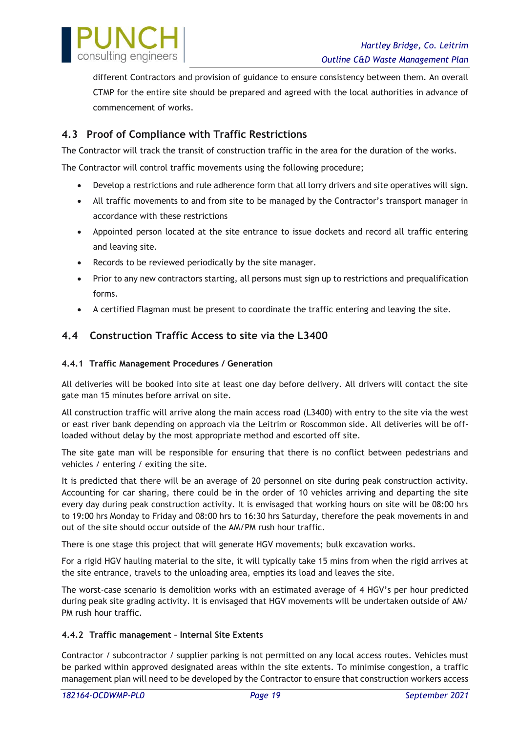different Contractors and provision of guidance to ensure consistency between them. An overall CTMP for the entire site should be prepared and agreed with the local authorities in advance of commencement of works.

## 4.3 Proof of Compliance with Traffic Restrictions

The Contractor will track the transit of construction traffic in the area for the duration of the works.

The Contractor will control traffic movements using the following procedure;

- Develop a restrictions and rule adherence form that all lorry drivers and site operatives will sign.
- All traffic movements to and from site to be managed by the Contractor's transport manager in accordance with these restrictions
- Appointed person located at the site entrance to issue dockets and record all traffic entering and leaving site.
- Records to be reviewed periodically by the site manager.
- Prior to any new contractors starting, all persons must sign up to restrictions and prequalification forms.
- A certified Flagman must be present to coordinate the traffic entering and leaving the site.

## 4.4 Construction Traffic Access to site via the L3400

### 4.4.1 Traffic Management Procedures / Generation

All deliveries will be booked into site at least one day before delivery. All drivers will contact the site gate man 15 minutes before arrival on site.

All construction traffic will arrive along the main access road (L3400) with entry to the site via the west or east river bank depending on approach via the Leitrim or Roscommon side. All deliveries will be off-loaded without delay by the most appropriate method and escorted off site.

The site gate man will be responsible for ensuring that there is no conflict between pedestrians and vehicles / entering / exiting the site.

It is predicted that there will be an average of 20 personnel on site during peak construction activity. Accounting for car sharing, there could be in the order of 10 vehicles arriving and departing the site every day during peak construction activity. It is envisaged that working hours on site will be 08:00 hrs to 19:00 hrs Monday to Friday and 08:00 hrs to 16:30 hrs Saturday, therefore the peak movements in and out of the site should occur outside of the AM/PM rush hour traffic.

There is one stage this project that will generate HGV movements; bulk excavation works.

For a rigid HGV hauling material to the site, it will typically take 15 mins from when the rigid arrives at the site entrance, travels to the unloading area, empties its load and leaves the site.

The worst-case scenario is demolition works with an estimated average of 4 HGV's per hour predicted during peak site grading activity. It is envisaged that HGV movements will be undertaken outside of AM/ PM rush hour traffic.

### 4.4.2 Traffic management – Internal Site Extents

Contractor / subcontractor / supplier parking is not permitted on any local access routes. Vehicles must be parked within approved designated areas within the site extents. To minimise congestion, a traffic management plan will need to be developed by the Contractor to ensure that construction workers access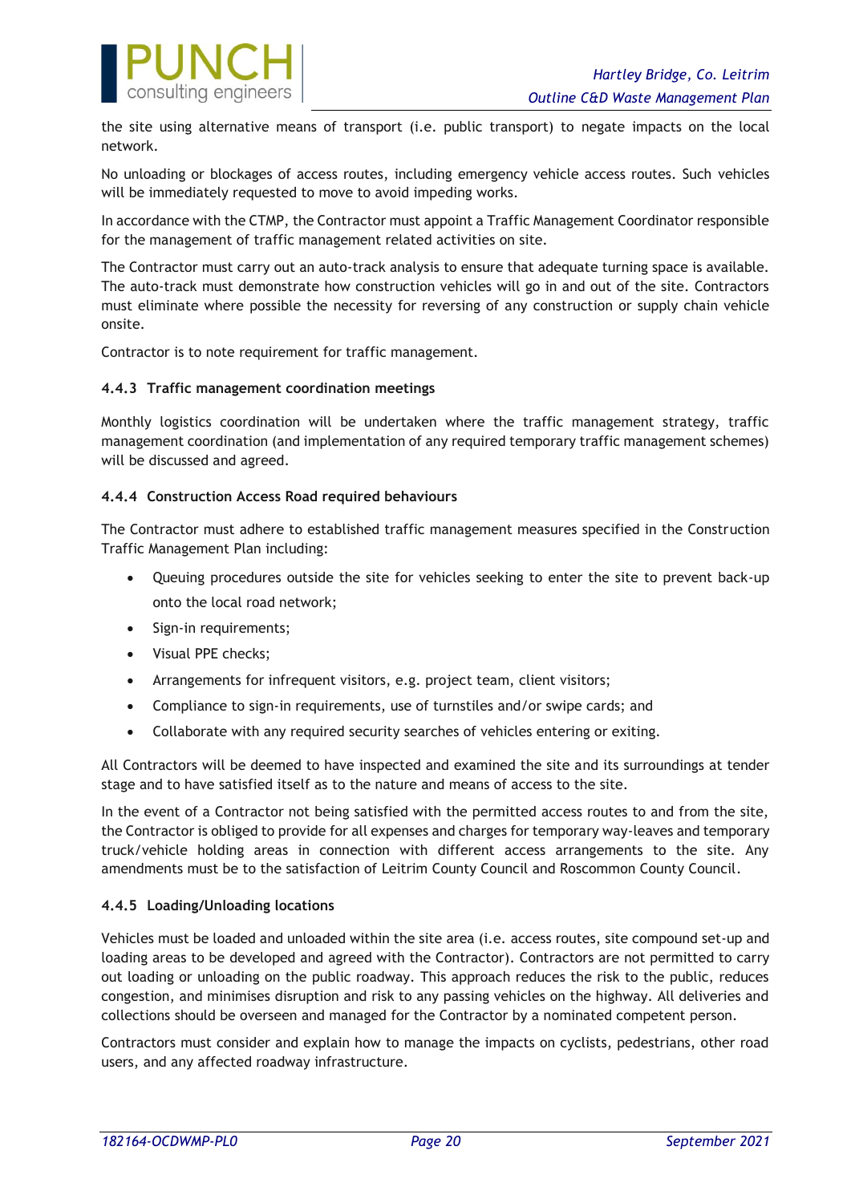the site using alternative means of transport (i.e. public transport) to negate impacts on the local network.

No unloading or blockages of access routes, including emergency vehicle access routes. Such vehicles will be immediately requested to move to avoid impeding works.

In accordance with the CTMP, the Contractor must appoint a Traffic Management Coordinator responsible for the management of traffic management related activities on site.

The Contractor must carry out an auto-track analysis to ensure that adequate turning space is available. The auto-track must demonstrate how construction vehicles will go in and out of the site. Contractors must eliminate where possible the necessity for reversing of any construction or supply chain vehicle onsite.

Contractor is to note requirement for traffic management.

#### 4.4.3 Traffic management coordination meetings

Monthly logistics coordination will be undertaken where the traffic management strategy, traffic management coordination (and implementation of any required temporary traffic management schemes) will be discussed and agreed.

#### 4.4.4 Construction Access Road required behaviours

The Contractor must adhere to established traffic management measures specified in the Construction Traffic Management Plan including:

- Queuing procedures outside the site for vehicles seeking to enter the site to prevent back-up onto the local road network;
- Sign-in requirements;
- Visual PPE checks;
- Arrangements for infrequent visitors, e.g. project team, client visitors;
- Compliance to sign-in requirements, use of turnstiles and/or swipe cards; and
- Collaborate with any required security searches of vehicles entering or exiting.

All Contractors will be deemed to have inspected and examined the site and its surroundings at tender stage and to have satisfied itself as to the nature and means of access to the site.

In the event of a Contractor not being satisfied with the permitted access routes to and from the site, the Contractor is obliged to provide for all expenses and charges for temporary way-leaves and temporary truck/vehicle holding areas in connection with different access arrangements to the site. Any amendments must be to the satisfaction of Leitrim County Council and Roscommon County Council.

#### 4.4.5 Loading/Unloading locations

Vehicles must be loaded and unloaded within the site area (i.e. access routes, site compound set-up and loading areas to be developed and agreed with the Contractor). Contractors are not permitted to carry out loading or unloading on the public roadway. This approach reduces the risk to the public, reduces congestion, and minimises disruption and risk to any passing vehicles on the highway. All deliveries and collections should be overseen and managed for the Contractor by a nominated competent person.

Contractors must consider and explain how to manage the impacts on cyclists, pedestrians, other road users, and any affected roadway infrastructure.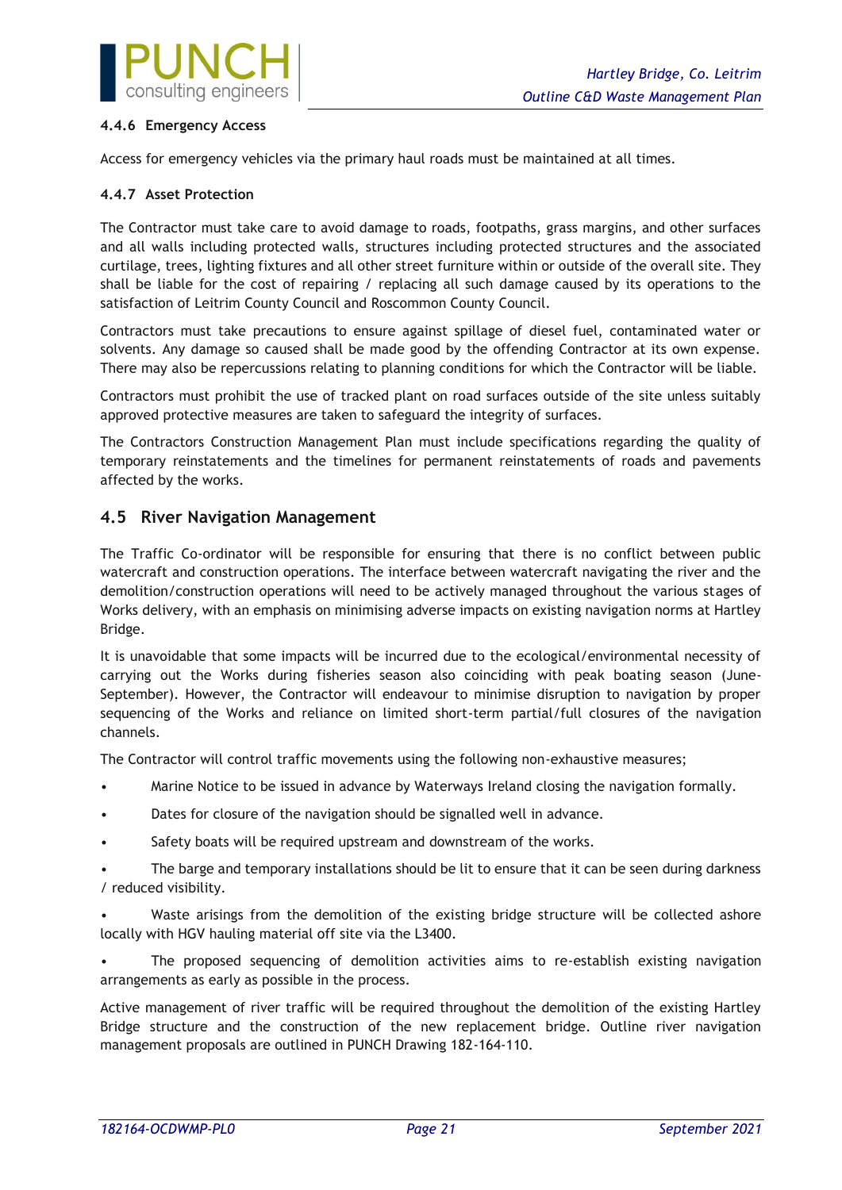#### 4.4.6 Emergency Access

Access for emergency vehicles via the primary haul roads must be maintained at all times.

#### 4.4.7 Asset Protection

The Contractor must take care to avoid damage to roads, footpaths, grass margins, and other surfaces and all walls including protected walls, structures including protected structures and the associated curtilage, trees, lighting fixtures and all other street furniture within or outside of the overall site. They shall be liable for the cost of repairing / replacing all such damage caused by its operations to the satisfaction of Leitrim County Council and Roscommon County Council.

Contractors must take precautions to ensure against spillage of diesel fuel, contaminated water or solvents. Any damage so caused shall be made good by the offending Contractor at its own expense. There may also be repercussions relating to planning conditions for which the Contractor will be liable.

Contractors must prohibit the use of tracked plant on road surfaces outside of the site unless suitably approved protective measures are taken to safeguard the integrity of surfaces.

The Contractors Construction Management Plan must include specifications regarding the quality of temporary reinstatements and the timelines for permanent reinstatements of roads and pavements affected by the works.

### 4.5 River Navigation Management

The Traffic Co-ordinator will be responsible for ensuring that there is no conflict between public watercraft and construction operations. The interface between watercraft navigating the river and the demolition/construction operations will need to be actively managed throughout the various stages of Works delivery, with an emphasis on minimising adverse impacts on existing navigation norms at Hartley Bridge.

It is unavoidable that some impacts will be incurred due to the ecological/environmental necessity of carrying out the Works during fisheries season also coinciding with peak boating season (June-September). However, the Contractor will endeavour to minimise disruption to navigation by proper sequencing of the Works and reliance on limited short-term partial/full closures of the navigation channels.

The Contractor will control traffic movements using the following non-exhaustive measures;

- Marine Notice to be issued in advance by Waterways Ireland closing the navigation formally.
- Dates for closure of the navigation should be signalled well in advance.
- Safety boats will be required upstream and downstream of the works.
- The barge and temporary installations should be lit to ensure that it can be seen during darkness / reduced visibility.
- Waste arisings from the demolition of the existing bridge structure will be collected ashore locally with HGV hauling material off site via the L3400.
- The proposed sequencing of demolition activities aims to re-establish existing navigation arrangements as early as possible in the process.

Active management of river traffic will be required throughout the demolition of the existing Hartley Bridge structure and the construction of the new replacement bridge. Outline river navigation management proposals are outlined in PUNCH Drawing 182-164-110.